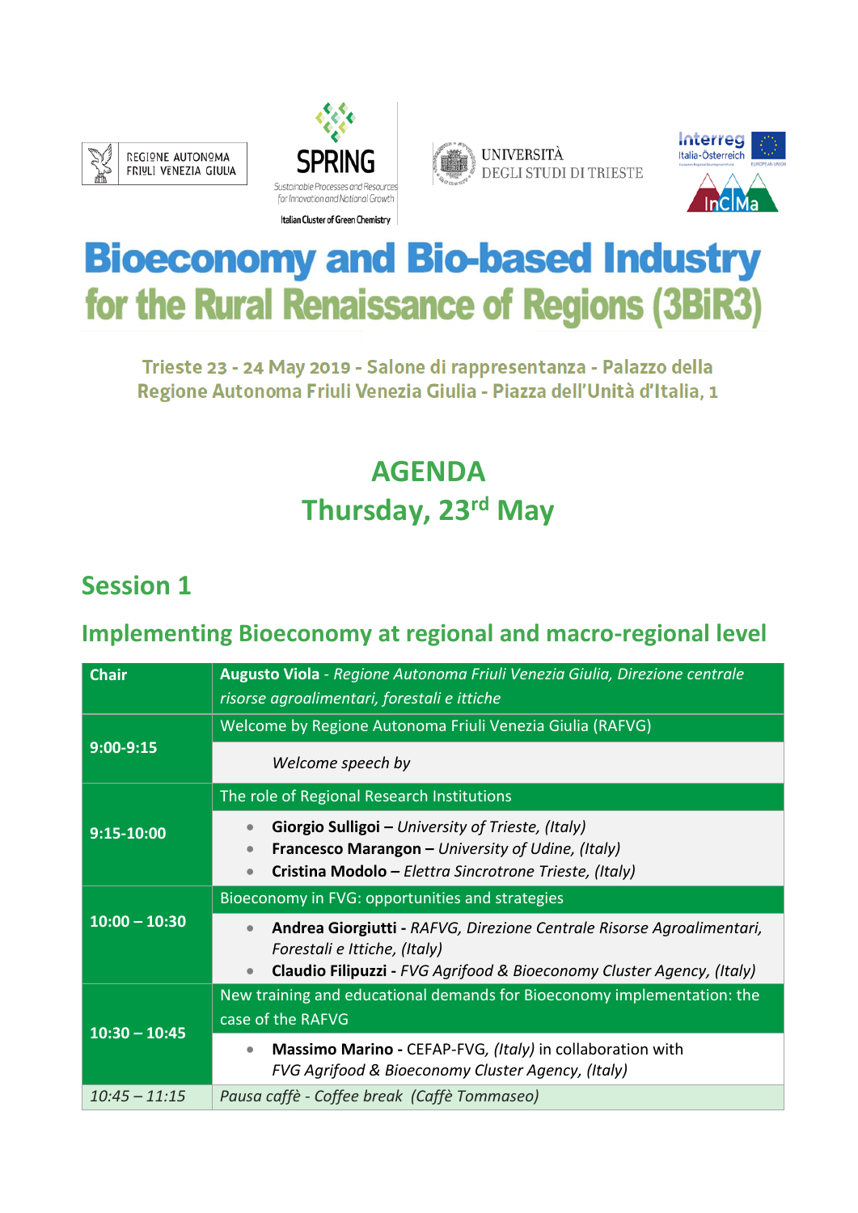REGIONE AUTONOMA FRIULI VENEZIA GIULIA

SPRING
Sustainable Processes and Resources for Innovation and National Growth
Italian Cluster of Green Chemistry

UNIVERSITÀ DEGLI STUDI DI TRIESTE

Interreg Italia-Österreich

InCIMa

# Bioeconomy and Bio-based Industry for the Rural Renaissance of Regions (3BiR3)

Trieste 23 - 24 May 2019 - Salone di rappresentanza - Palazzo della Regione Autonoma Friuli Venezia Giulia - Piazza dell'Unità d'Italia, 1

## AGENDA
## Thursday, 23rd May

## Session 1

### Implementing Bioeconomy at regional and macro-regional level

| Chair | **Augusto Viola** - *Regione Autonoma Friuli Venezia Giulia, Direzione centrale risorse agroalimentari, forestali e ittiche* |
|---|---|
| 9:00-9:15 | Welcome by Regione Autonoma Friuli Venezia Giulia (RAFVG)<br>*Welcome speech by* |
| 9:15-10:00 | The role of Regional Research Institutions<br>• **Giorgio Sulligoi –** *University of Trieste, (Italy)*<br>• **Francesco Marangon –** *University of Udine, (Italy)*<br>• **Cristina Modolo –** *Elettra Sincrotrone Trieste, (Italy)* |
| 10:00 – 10:30 | Bioeconomy in FVG: opportunities and strategies<br>• **Andrea Giorgiutti -** *RAFVG, Direzione Centrale Risorse Agroalimentari, Forestali e Ittiche, (Italy)*<br>• **Claudio Filipuzzi -** *FVG Agrifood & Bioeconomy Cluster Agency, (Italy)* |
| 10:30 – 10:45 | New training and educational demands for Bioeconomy implementation: the case of the RAFVG<br>• **Massimo Marino -** CEFAP-FVG, *(Italy)* in collaboration with *FVG Agrifood & Bioeconomy Cluster Agency, (Italy)* |
| *10:45 – 11:15* | *Pausa caffè - Coffee break (Caffè Tommaseo)* |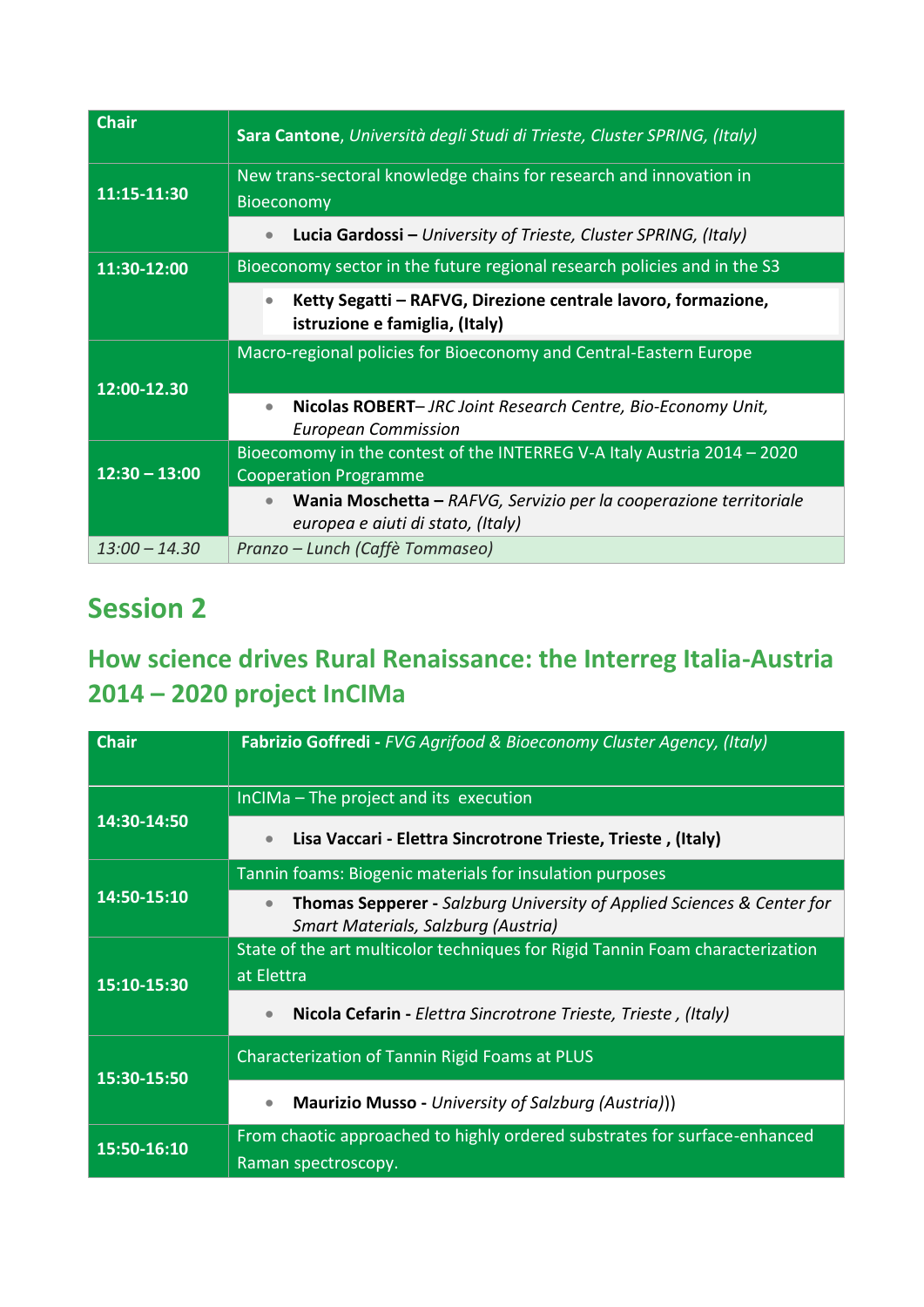| Chair | **Sara Cantone**, *Università degli Studi di Trieste, Cluster SPRING, (Italy)* |
|---|---|
| **11:15-11:30** | New trans-sectoral knowledge chains for research and innovation in Bioeconomy |
| | • **Lucia Gardossi –** *University of Trieste, Cluster SPRING, (Italy)* |
| **11:30-12:00** | Bioeconomy sector in the future regional research policies and in the S3 |
| | • **Ketty Segatti – RAFVG, Direzione centrale lavoro, formazione, istruzione e famiglia, (Italy)** |
| **12:00-12.30** | Macro-regional policies for Bioeconomy and Central-Eastern Europe |
| | • **Nicolas ROBERT**– *JRC Joint Research Centre, Bio-Economy Unit, European Commission* |
| **12:30 – 13:00** | Biocomomy in the contest of the INTERREG V-A Italy Austria 2014 – 2020 Cooperation Programme |
| | • **Wania Moschetta –** *RAFVG, Servizio per la cooperazione territoriale europea e aiuti di stato, (Italy)* |
| *13:00 – 14.30* | *Pranzo – Lunch (Caffè Tommaseo)* |

## Session 2

## How science drives Rural Renaissance: the Interreg Italia-Austria 2014 – 2020 project InCIMa

| Chair | **Fabrizio Goffredi** - *FVG Agrifood & Bioeconomy Cluster Agency, (Italy)* |
|---|---|
| **14:30-14:50** | InCIMa – The project and its execution |
| | • **Lisa Vaccari - Elettra Sincrotrone Trieste, Trieste , (Italy)** |
| **14:50-15:10** | Tannin foams: Biogenic materials for insulation purposes |
| | • **Thomas Sepperer -** *Salzburg University of Applied Sciences & Center for Smart Materials, Salzburg (Austria)* |
| **15:10-15:30** | State of the art multicolor techniques for Rigid Tannin Foam characterization at Elettra |
| | • **Nicola Cefarin -** *Elettra Sincrotrone Trieste, Trieste , (Italy)* |
| **15:30-15:50** | Characterization of Tannin Rigid Foams at PLUS |
| | • **Maurizio Musso -** *University of Salzburg (Austria)*) |
| **15:50-16:10** | From chaotic approached to highly ordered substrates for surface-enhanced Raman spectroscopy. |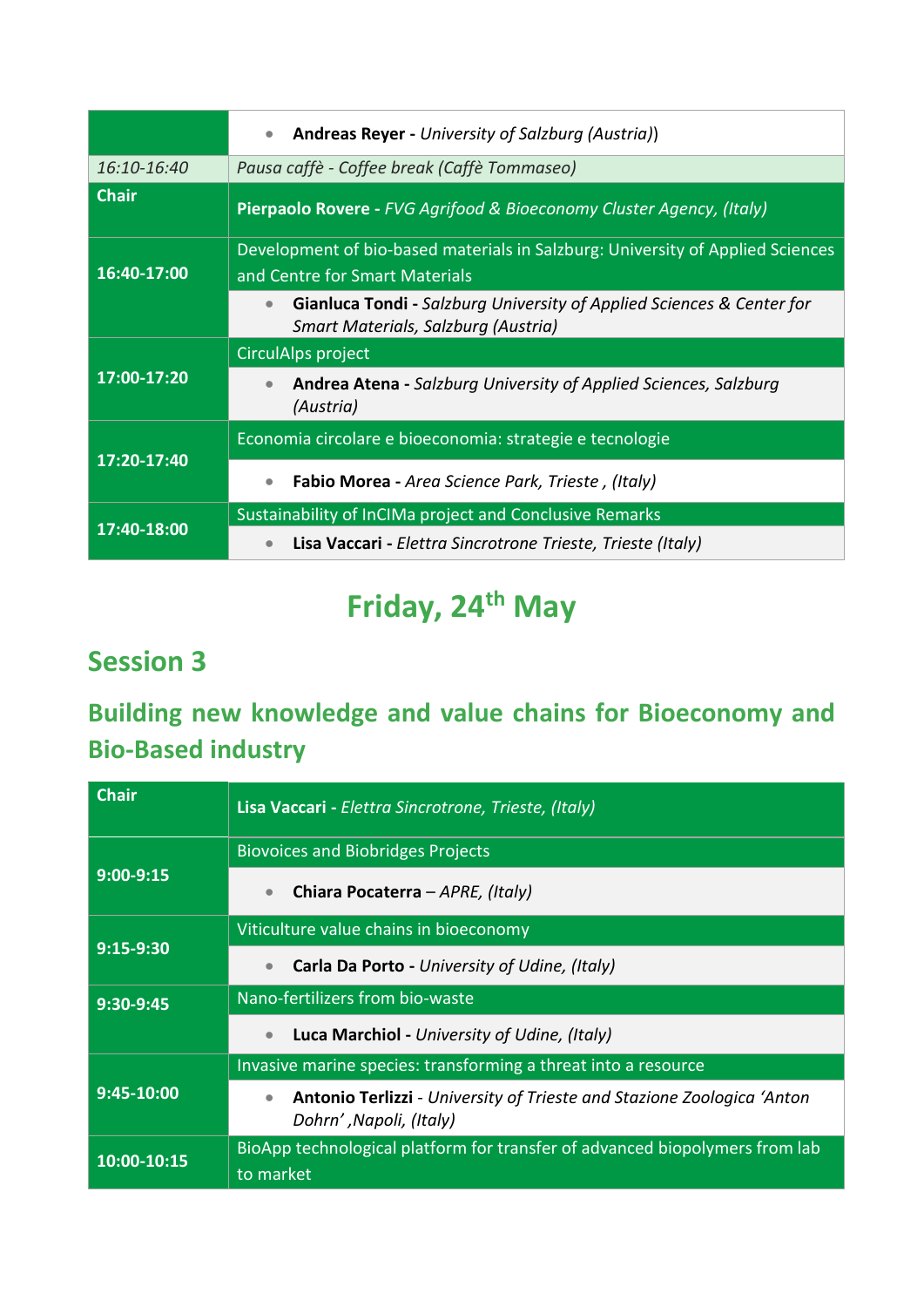| | |
|---|---|
| | • **Andreas Reyer -** *University of Salzburg (Austria)*) |
| *16:10-16:40* | *Pausa caffè - Coffee break (Caffè Tommaseo)* |
| **Chair** | **Pierpaolo Rovere -** *FVG Agrifood & Bioeconomy Cluster Agency, (Italy)* |
| **16:40-17:00** | Development of bio-based materials in Salzburg: University of Applied Sciences and Centre for Smart Materials |
| | • **Gianluca Tondi -** *Salzburg University of Applied Sciences & Center for Smart Materials, Salzburg (Austria)* |
| **17:00-17:20** | CirculAlps project |
| | • **Andrea Atena -** *Salzburg University of Applied Sciences, Salzburg (Austria)* |
| **17:20-17:40** | Economia circolare e bioeconomia: strategie e tecnologie |
| | • **Fabio Morea -** *Area Science Park, Trieste , (Italy)* |
| **17:40-18:00** | Sustainability of InCIMa project and Conclusive Remarks |
| | • **Lisa Vaccari -** *Elettra Sincrotrone Trieste, Trieste (Italy)* |

# Friday, 24th May

## Session 3

## Building new knowledge and value chains for Bioeconomy and Bio-Based industry

| | |
|---|---|
| **Chair** | **Lisa Vaccari -** *Elettra Sincrotrone, Trieste, (Italy)* |
| **9:00-9:15** | Biovoices and Biobridges Projects |
| | • **Chiara Pocaterra** – *APRE, (Italy)* |
| **9:15-9:30** | Viticulture value chains in bioeconomy |
| | • **Carla Da Porto -** *University of Udine, (Italy)* |
| **9:30-9:45** | Nano-fertilizers from bio-waste |
| | • **Luca Marchiol -** *University of Udine, (Italy)* |
| **9:45-10:00** | Invasive marine species: transforming a threat into a resource |
| | • **Antonio Terlizzi** - *University of Trieste and Stazione Zoologica 'Anton Dohrn' ,Napoli, (Italy)* |
| **10:00-10:15** | BioApp technological platform for transfer of advanced biopolymers from lab to market |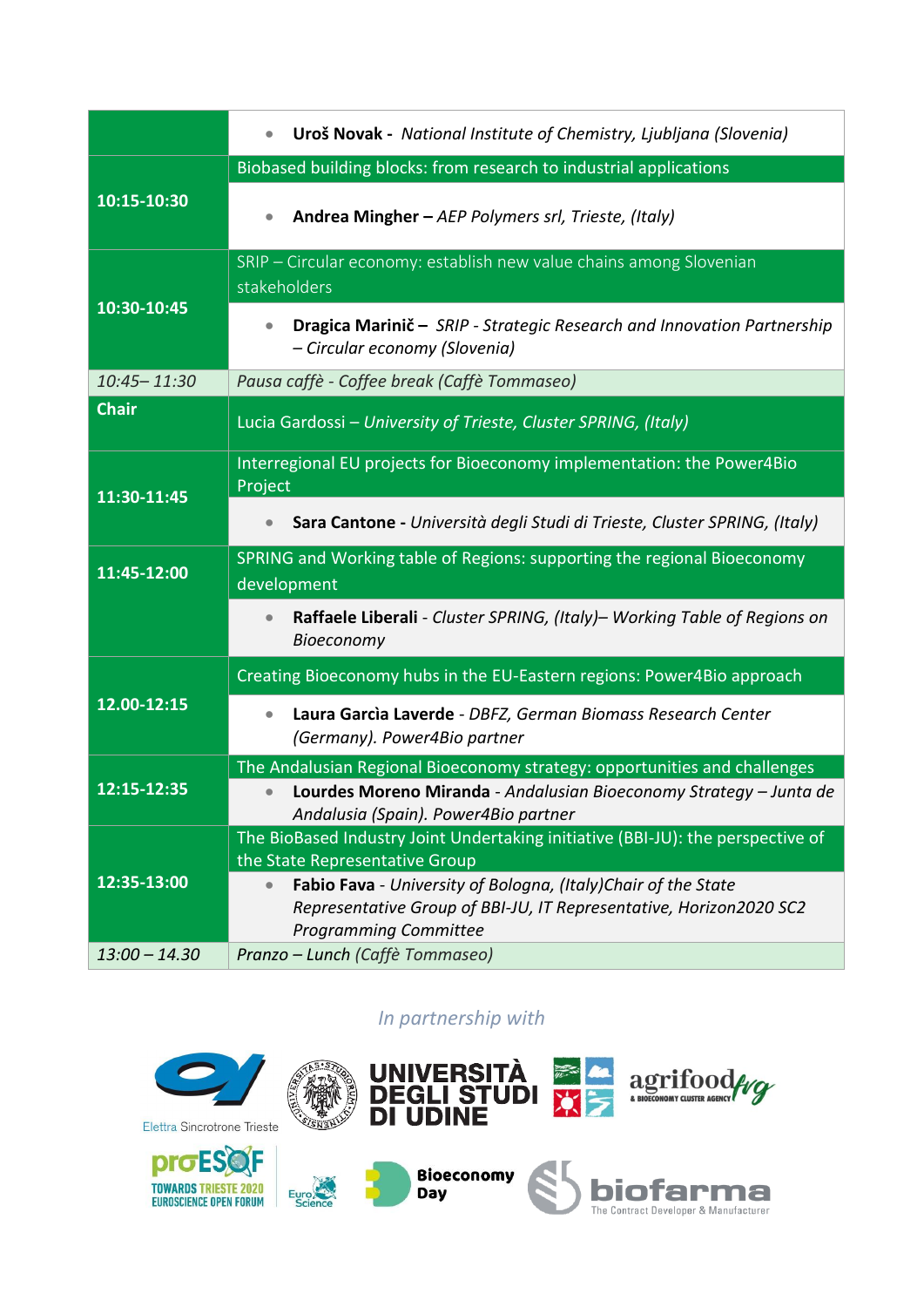| | |
|---|---|
| | • **Uroš Novak -** *National Institute of Chemistry, Ljubljana (Slovenia)* |
| **10:15-10:30** | Biobased building blocks: from research to industrial applications<br>• **Andrea Mingher –** *AEP Polymers srl, Trieste, (Italy)* |
| **10:30-10:45** | SRIP – Circular economy: establish new value chains among Slovenian stakeholders<br>• **Dragica Marinič –** *SRIP - Strategic Research and Innovation Partnership – Circular economy (Slovenia)* |
| *10:45– 11:30* | *Pausa caffè - Coffee break (Caffè Tommaseo)* |
| **Chair** | Lucia Gardossi – *University of Trieste, Cluster SPRING, (Italy)* |
| **11:30-11:45** | Interregional EU projects for Bioeconomy implementation: the Power4Bio Project<br>• **Sara Cantone -** *Università degli Studi di Trieste, Cluster SPRING, (Italy)* |
| **11:45-12:00** | SPRING and Working table of Regions: supporting the regional Bioeconomy development<br>• **Raffaele Liberali** - *Cluster SPRING, (Italy)– Working Table of Regions on Bioeconomy* |
| **12.00-12:15** | Creating Bioeconomy hubs in the EU-Eastern regions: Power4Bio approach<br>• **Laura Garcìa Laverde** - *DBFZ, German Biomass Research Center (Germany). Power4Bio partner* |
| **12:15-12:35** | The Andalusian Regional Bioeconomy strategy: opportunities and challenges<br>• **Lourdes Moreno Miranda** - *Andalusian Bioeconomy Strategy – Junta de Andalusia (Spain). Power4Bio partner* |
| **12:35-13:00** | The BioBased Industry Joint Undertaking initiative (BBI-JU): the perspective of the State Representative Group<br>• **Fabio Fava** - *University of Bologna, (Italy)Chair of the State Representative Group of BBI-JU, IT Representative, Horizon2020 SC2 Programming Committee* |
| *13:00 – 14.30* | *Pranzo – Lunch (Caffè Tommaseo)* |

*In partnership with*

Elettra Sincrotrone Trieste

UNIVERSITÀ DEGLI STUDI DI UDINE

agrifood fvg & BIOECONOMY CLUSTER AGENCY

proESOF TOWARDS TRIESTE 2020 EUROSCIENCE OPEN FORUM

EuroScience

Bioeconomy Day

biofarma The Contract Developer & Manufacturer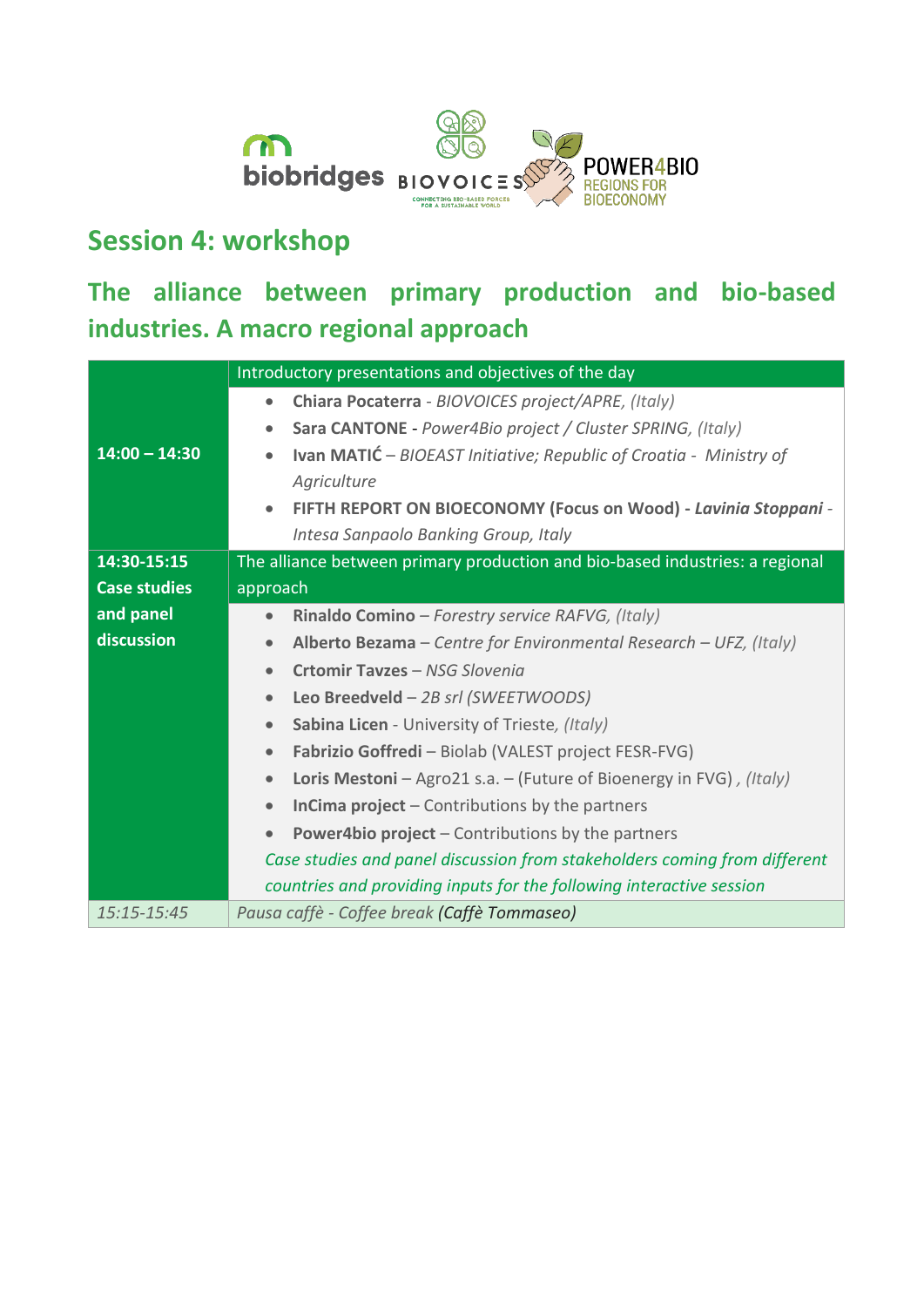## Session 4: workshop

## The alliance between primary production and bio-based industries. A macro regional approach

| | |
|---|---|
| **14:00 – 14:30** | Introductory presentations and objectives of the day<br>• **Chiara Pocaterra** - *BIOVOICES project/APRE, (Italy)*<br>• **Sara CANTONE** - *Power4Bio project / Cluster SPRING, (Italy)*<br>• **Ivan MATIĆ** – *BIOEAST Initiative; Republic of Croatia - Ministry of Agriculture*<br>• **FIFTH REPORT ON BIOECONOMY (Focus on Wood) - *Lavinia Stoppani*** - *Intesa Sanpaolo Banking Group, Italy* |
| **14:30-15:15 Case studies and panel discussion** | The alliance between primary production and bio-based industries: a regional approach<br>• **Rinaldo Comino** – *Forestry service RAFVG, (Italy)*<br>• **Alberto Bezama** – *Centre for Environmental Research – UFZ, (Italy)*<br>• **Crtomir Tavzes** – *NSG Slovenia*<br>• **Leo Breedveld** – *2B srl (SWEETWOODS)*<br>• **Sabina Licen** - University of Trieste, *(Italy)*<br>• **Fabrizio Goffredi** – Biolab (VALEST project FESR-FVG)<br>• **Loris Mestoni** – Agro21 s.a. – (Future of Bioenergy in FVG) *, (Italy)*<br>• **InCima project** – Contributions by the partners<br>• **Power4bio project** – Contributions by the partners<br>*Case studies and panel discussion from stakeholders coming from different countries and providing inputs for the following interactive session* |
| *15:15-15:45* | *Pausa caffè - Coffee break (Caffè Tommaseo)* |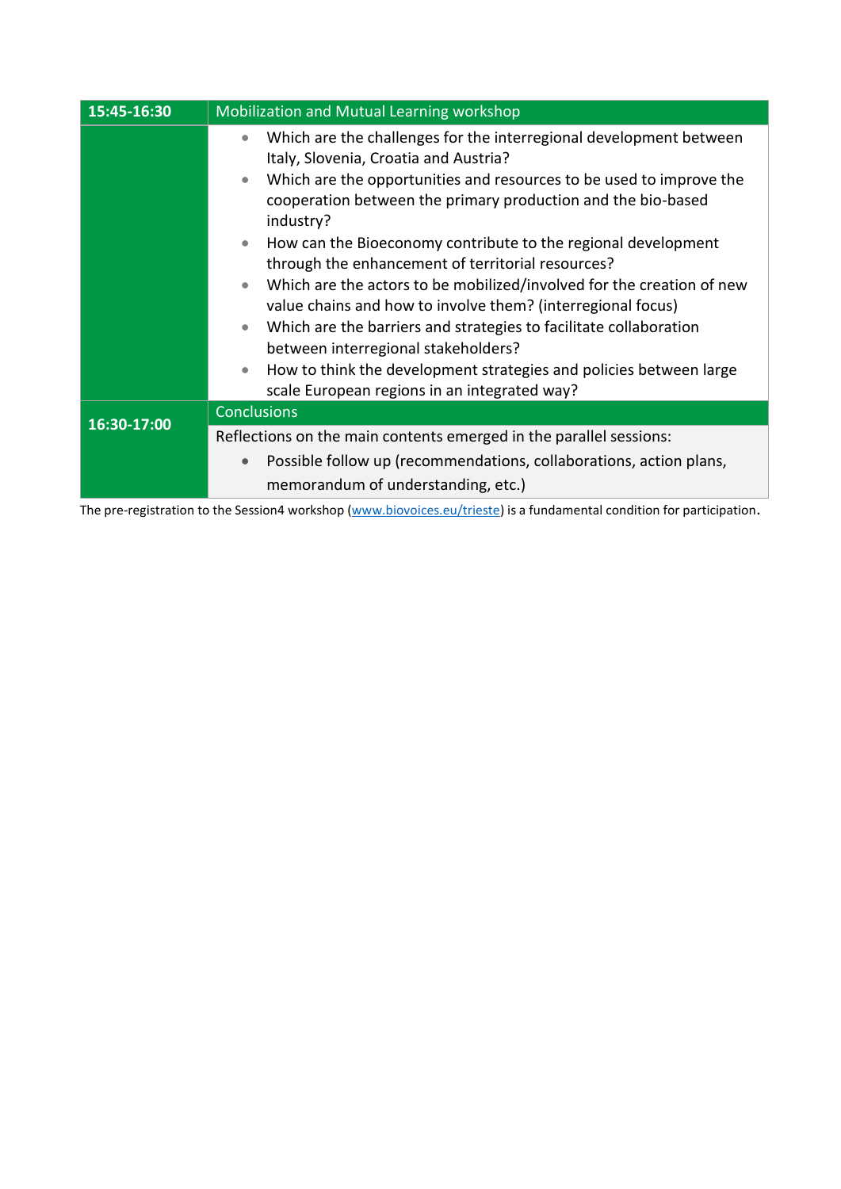| | |
|---|---|
| **15:45-16:30** | Mobilization and Mutual Learning workshop |
| | • Which are the challenges for the interregional development between Italy, Slovenia, Croatia and Austria?<br>• Which are the opportunities and resources to be used to improve the cooperation between the primary production and the bio-based industry?<br>• How can the Bioeconomy contribute to the regional development through the enhancement of territorial resources?<br>• Which are the actors to be mobilized/involved for the creation of new value chains and how to involve them? (interregional focus)<br>• Which are the barriers and strategies to facilitate collaboration between interregional stakeholders?<br>• How to think the development strategies and policies between large scale European regions in an integrated way? |
| **16:30-17:00** | Conclusions |
| | Reflections on the main contents emerged in the parallel sessions:<br>• Possible follow up (recommendations, collaborations, action plans, memorandum of understanding, etc.) |

The pre-registration to the Session4 workshop (www.biovoices.eu/trieste) is a fundamental condition for participation.